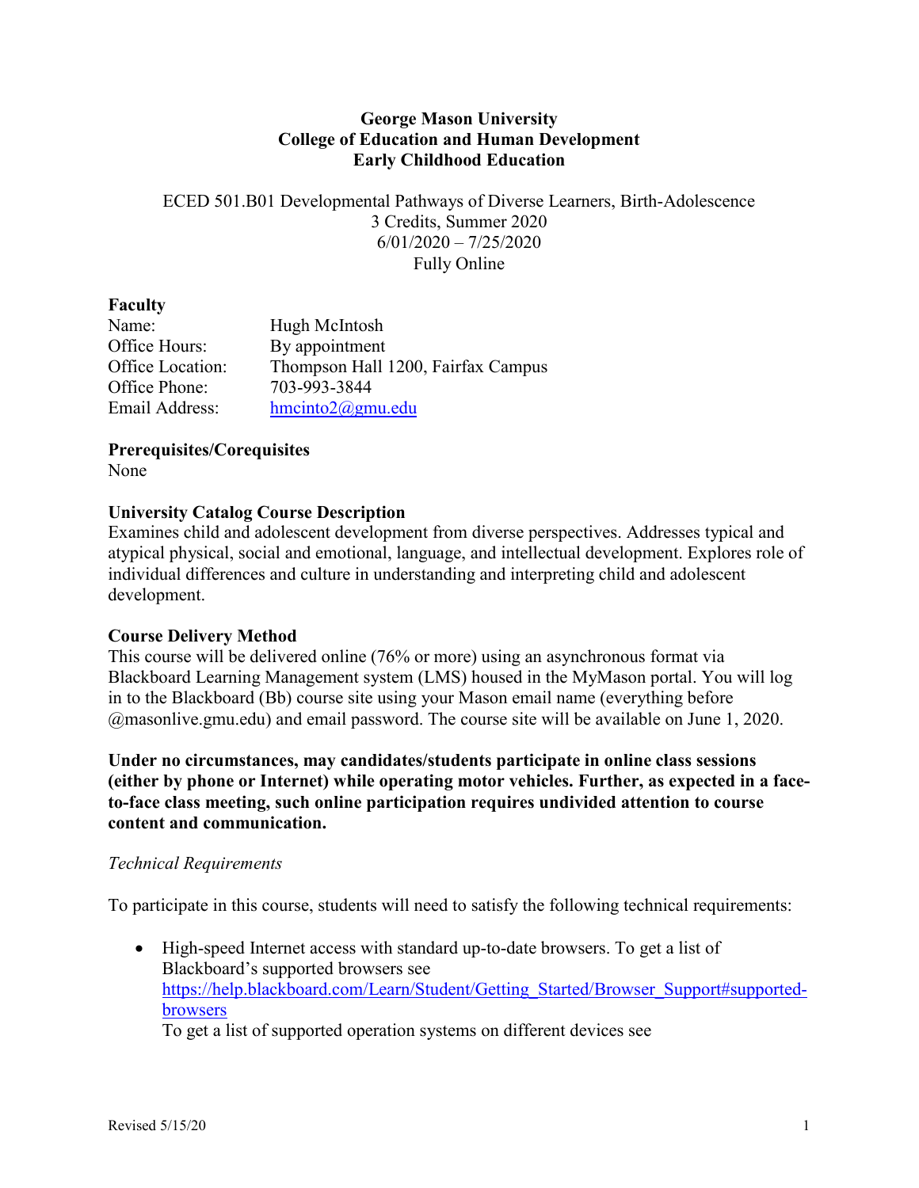**George Mason University**
**College of Education and Human Development**
**Early Childhood Education**

ECED 501.B01 Developmental Pathways of Diverse Learners, Birth-Adolescence
3 Credits, Summer 2020
6/01/2020 – 7/25/2020
Fully Online

**Faculty**

Name: Hugh McIntosh
Office Hours: By appointment
Office Location: Thompson Hall 1200, Fairfax Campus
Office Phone: 703-993-3844
Email Address: hmcinto2@gmu.edu

**Prerequisites/Corequisites**

None

**University Catalog Course Description**

Examines child and adolescent development from diverse perspectives. Addresses typical and atypical physical, social and emotional, language, and intellectual development. Explores role of individual differences and culture in understanding and interpreting child and adolescent development.

**Course Delivery Method**

This course will be delivered online (76% or more) using an asynchronous format via Blackboard Learning Management system (LMS) housed in the MyMason portal. You will log in to the Blackboard (Bb) course site using your Mason email name (everything before @masonlive.gmu.edu) and email password. The course site will be available on June 1, 2020.

**Under no circumstances, may candidates/students participate in online class sessions (either by phone or Internet) while operating motor vehicles. Further, as expected in a face-to-face class meeting, such online participation requires undivided attention to course content and communication.**

*Technical Requirements*

To participate in this course, students will need to satisfy the following technical requirements:

- High-speed Internet access with standard up-to-date browsers. To get a list of Blackboard's supported browsers see https://help.blackboard.com/Learn/Student/Getting_Started/Browser_Support#supported-browsers
  To get a list of supported operation systems on different devices see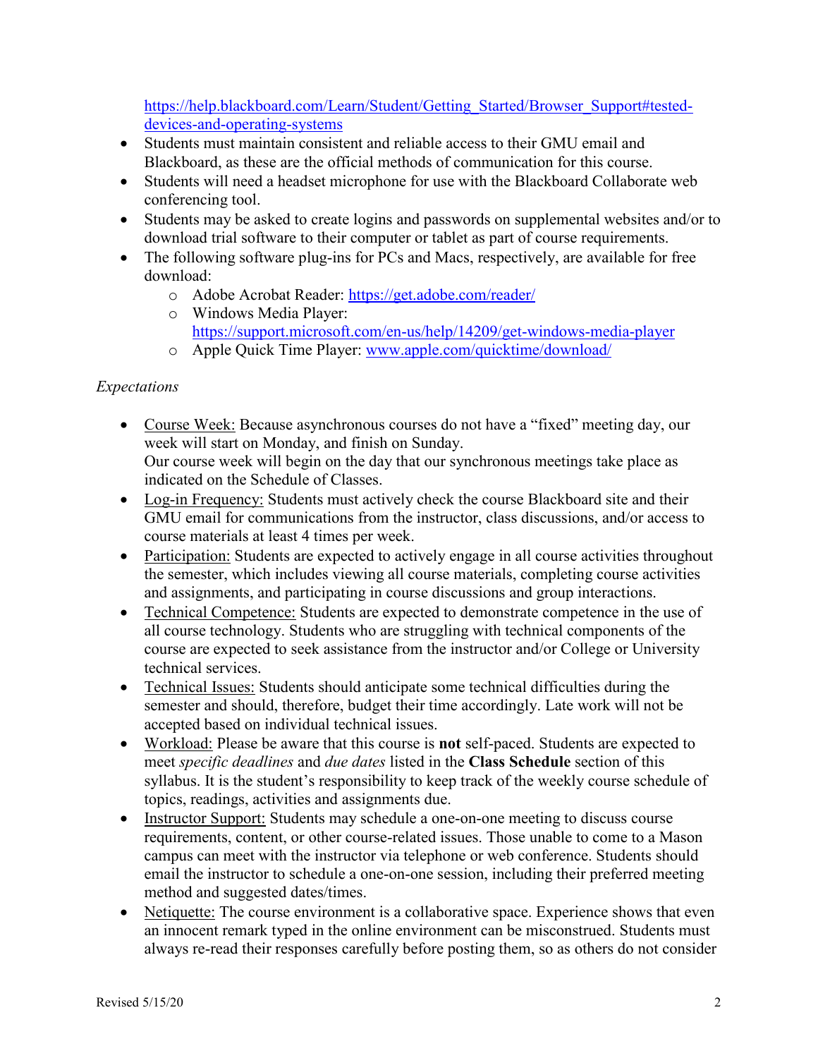https://help.blackboard.com/Learn/Student/Getting_Started/Browser_Support#tested-devices-and-operating-systems

- Students must maintain consistent and reliable access to their GMU email and Blackboard, as these are the official methods of communication for this course.
- Students will need a headset microphone for use with the Blackboard Collaborate web conferencing tool.
- Students may be asked to create logins and passwords on supplemental websites and/or to download trial software to their computer or tablet as part of course requirements.
- The following software plug-ins for PCs and Macs, respectively, are available for free download:
  - Adobe Acrobat Reader: https://get.adobe.com/reader/
  - Windows Media Player: https://support.microsoft.com/en-us/help/14209/get-windows-media-player
  - Apple Quick Time Player: www.apple.com/quicktime/download/

*Expectations*

- Course Week: Because asynchronous courses do not have a "fixed" meeting day, our week will start on Monday, and finish on Sunday.
  Our course week will begin on the day that our synchronous meetings take place as indicated on the Schedule of Classes.
- Log-in Frequency: Students must actively check the course Blackboard site and their GMU email for communications from the instructor, class discussions, and/or access to course materials at least 4 times per week.
- Participation: Students are expected to actively engage in all course activities throughout the semester, which includes viewing all course materials, completing course activities and assignments, and participating in course discussions and group interactions.
- Technical Competence: Students are expected to demonstrate competence in the use of all course technology. Students who are struggling with technical components of the course are expected to seek assistance from the instructor and/or College or University technical services.
- Technical Issues: Students should anticipate some technical difficulties during the semester and should, therefore, budget their time accordingly. Late work will not be accepted based on individual technical issues.
- Workload: Please be aware that this course is **not** self-paced. Students are expected to meet *specific deadlines* and *due dates* listed in the **Class Schedule** section of this syllabus. It is the student's responsibility to keep track of the weekly course schedule of topics, readings, activities and assignments due.
- Instructor Support: Students may schedule a one-on-one meeting to discuss course requirements, content, or other course-related issues. Those unable to come to a Mason campus can meet with the instructor via telephone or web conference. Students should email the instructor to schedule a one-on-one session, including their preferred meeting method and suggested dates/times.
- Netiquette: The course environment is a collaborative space. Experience shows that even an innocent remark typed in the online environment can be misconstrued. Students must always re-read their responses carefully before posting them, so as others do not consider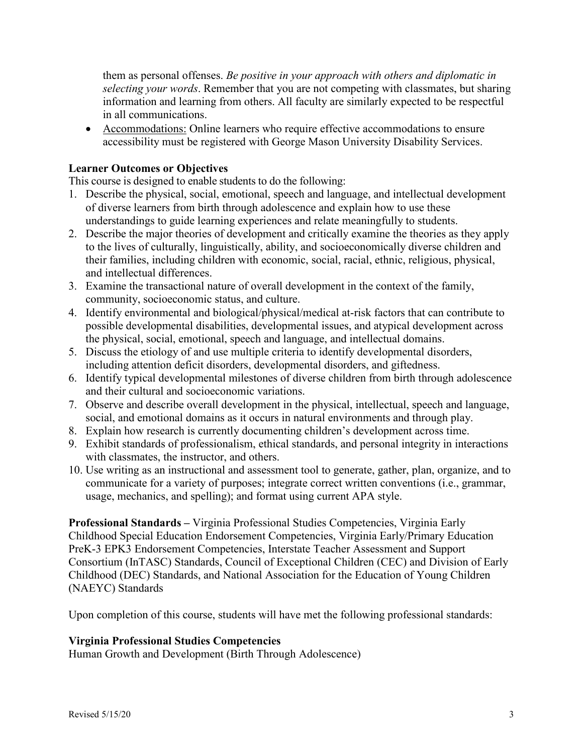them as personal offenses. *Be positive in your approach with others and diplomatic in selecting your words*. Remember that you are not competing with classmates, but sharing information and learning from others. All faculty are similarly expected to be respectful in all communications.

- Accommodations: Online learners who require effective accommodations to ensure accessibility must be registered with George Mason University Disability Services.

**Learner Outcomes or Objectives**

This course is designed to enable students to do the following:

1. Describe the physical, social, emotional, speech and language, and intellectual development of diverse learners from birth through adolescence and explain how to use these understandings to guide learning experiences and relate meaningfully to students.
2. Describe the major theories of development and critically examine the theories as they apply to the lives of culturally, linguistically, ability, and socioeconomically diverse children and their families, including children with economic, social, racial, ethnic, religious, physical, and intellectual differences.
3. Examine the transactional nature of overall development in the context of the family, community, socioeconomic status, and culture.
4. Identify environmental and biological/physical/medical at-risk factors that can contribute to possible developmental disabilities, developmental issues, and atypical development across the physical, social, emotional, speech and language, and intellectual domains.
5. Discuss the etiology of and use multiple criteria to identify developmental disorders, including attention deficit disorders, developmental disorders, and giftedness.
6. Identify typical developmental milestones of diverse children from birth through adolescence and their cultural and socioeconomic variations.
7. Observe and describe overall development in the physical, intellectual, speech and language, social, and emotional domains as it occurs in natural environments and through play.
8. Explain how research is currently documenting children's development across time.
9. Exhibit standards of professionalism, ethical standards, and personal integrity in interactions with classmates, the instructor, and others.
10. Use writing as an instructional and assessment tool to generate, gather, plan, organize, and to communicate for a variety of purposes; integrate correct written conventions (i.e., grammar, usage, mechanics, and spelling); and format using current APA style.

**Professional Standards –** Virginia Professional Studies Competencies, Virginia Early Childhood Special Education Endorsement Competencies, Virginia Early/Primary Education PreK-3 EPK3 Endorsement Competencies, Interstate Teacher Assessment and Support Consortium (InTASC) Standards, Council of Exceptional Children (CEC) and Division of Early Childhood (DEC) Standards, and National Association for the Education of Young Children (NAEYC) Standards

Upon completion of this course, students will have met the following professional standards:

**Virginia Professional Studies Competencies**

Human Growth and Development (Birth Through Adolescence)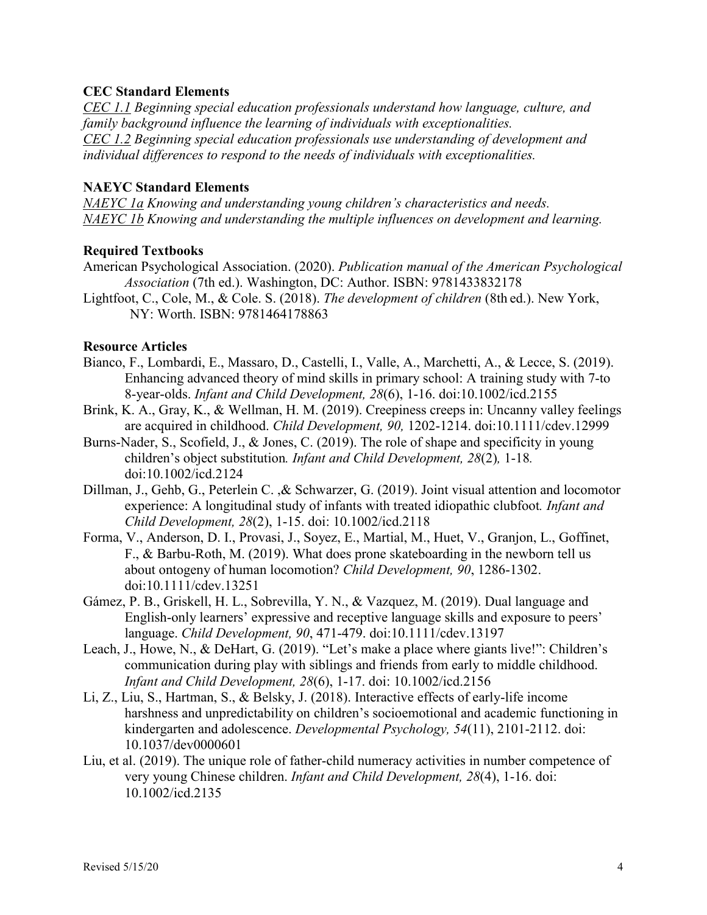**CEC Standard Elements**

*CEC 1.1 Beginning special education professionals understand how language, culture, and family background influence the learning of individuals with exceptionalities.*
*CEC 1.2 Beginning special education professionals use understanding of development and individual differences to respond to the needs of individuals with exceptionalities.*

**NAEYC Standard Elements**

*NAEYC 1a Knowing and understanding young children's characteristics and needs.*
*NAEYC 1b Knowing and understanding the multiple influences on development and learning.*

**Required Textbooks**

American Psychological Association. (2020). *Publication manual of the American Psychological Association* (7th ed.). Washington, DC: Author. ISBN: 9781433832178

Lightfoot, C., Cole, M., & Cole. S. (2018). *The development of children* (8th ed.). New York, NY: Worth. ISBN: 9781464178863

**Resource Articles**

Bianco, F., Lombardi, E., Massaro, D., Castelli, I., Valle, A., Marchetti, A., & Lecce, S. (2019). Enhancing advanced theory of mind skills in primary school: A training study with 7-to 8-year-olds. *Infant and Child Development, 28*(6), 1-16. doi:10.1002/icd.2155

Brink, K. A., Gray, K., & Wellman, H. M. (2019). Creepiness creeps in: Uncanny valley feelings are acquired in childhood. *Child Development, 90,* 1202-1214. doi:10.1111/cdev.12999

Burns-Nader, S., Scofield, J., & Jones, C. (2019). The role of shape and specificity in young children's object substitution*. Infant and Child Development, 28*(2)*,* 1-18*.* doi:10.1002/icd.2124

Dillman, J., Gehb, G., Peterlein C. ,& Schwarzer, G. (2019). Joint visual attention and locomotor experience: A longitudinal study of infants with treated idiopathic clubfoot*. Infant and Child Development, 28*(2), 1-15. doi: 10.1002/icd.2118

Forma, V., Anderson, D. I., Provasi, J., Soyez, E., Martial, M., Huet, V., Granjon, L., Goffinet, F., & Barbu-Roth, M. (2019). What does prone skateboarding in the newborn tell us about ontogeny of human locomotion? *Child Development, 90*, 1286-1302. doi:10.1111/cdev.13251

Gámez, P. B., Griskell, H. L., Sobrevilla, Y. N., & Vazquez, M. (2019). Dual language and English-only learners' expressive and receptive language skills and exposure to peers' language. *Child Development, 90*, 471-479. doi:10.1111/cdev.13197

Leach, J., Howe, N., & DeHart, G. (2019). "Let's make a place where giants live!": Children's communication during play with siblings and friends from early to middle childhood. *Infant and Child Development, 28*(6), 1-17. doi: 10.1002/icd.2156

Li, Z., Liu, S., Hartman, S., & Belsky, J. (2018). Interactive effects of early-life income harshness and unpredictability on children's socioemotional and academic functioning in kindergarten and adolescence. *Developmental Psychology, 54*(11), 2101-2112. doi: 10.1037/dev0000601

Liu, et al. (2019). The unique role of father-child numeracy activities in number competence of very young Chinese children. *Infant and Child Development, 28*(4), 1-16. doi: 10.1002/icd.2135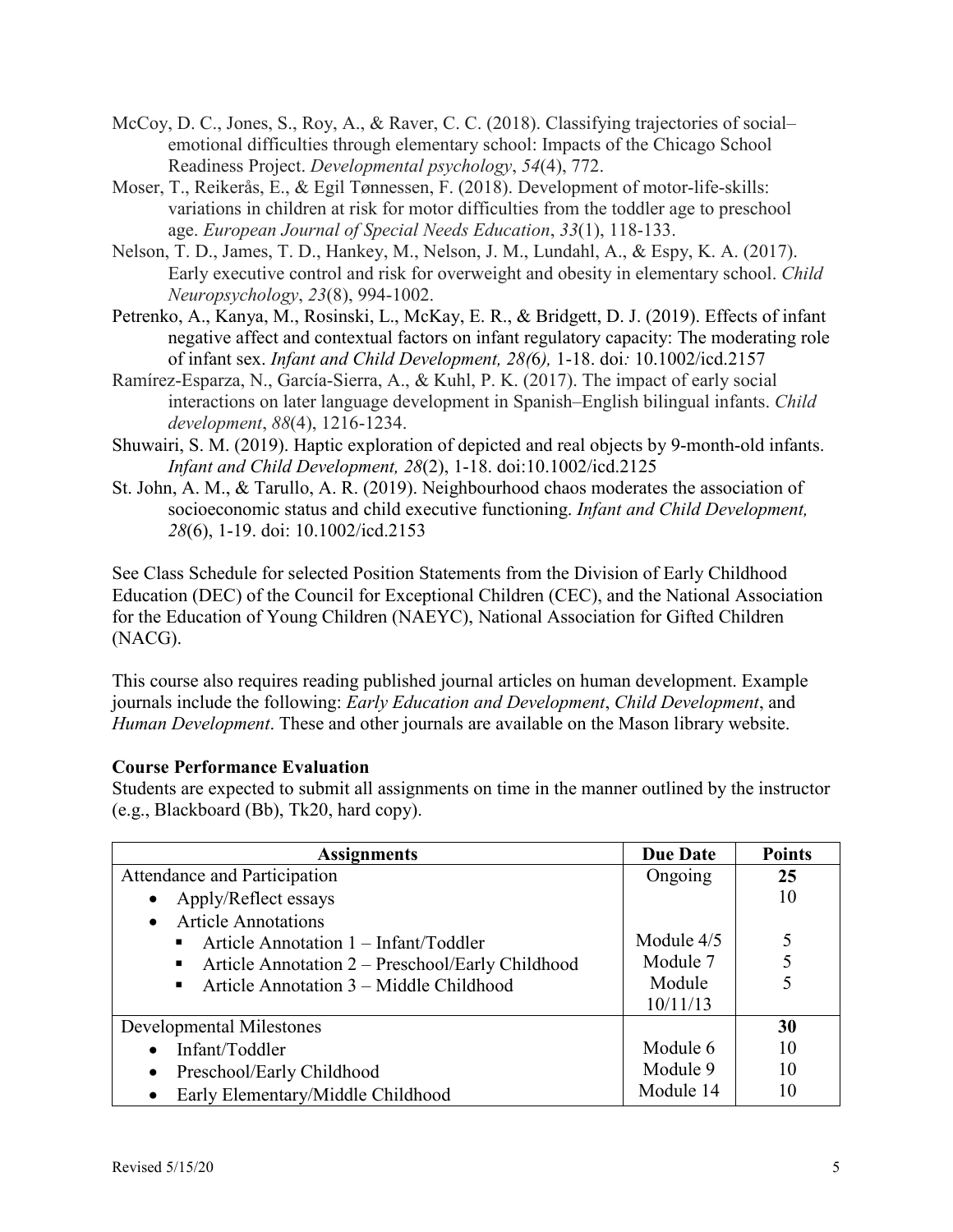McCoy, D. C., Jones, S., Roy, A., & Raver, C. C. (2018). Classifying trajectories of social–emotional difficulties through elementary school: Impacts of the Chicago School Readiness Project. *Developmental psychology*, *54*(4), 772.

Moser, T., Reikerås, E., & Egil Tønnessen, F. (2018). Development of motor-life-skills: variations in children at risk for motor difficulties from the toddler age to preschool age. *European Journal of Special Needs Education*, *33*(1), 118-133.

Nelson, T. D., James, T. D., Hankey, M., Nelson, J. M., Lundahl, A., & Espy, K. A. (2017). Early executive control and risk for overweight and obesity in elementary school. *Child Neuropsychology*, *23*(8), 994-1002.

Petrenko, A., Kanya, M., Rosinski, L., McKay, E. R., & Bridgett, D. J. (2019). Effects of infant negative affect and contextual factors on infant regulatory capacity: The moderating role of infant sex. *Infant and Child Development, 28(*6), 1-18. doi*:* 10.1002/icd.2157

Ramírez-Esparza, N., García-Sierra, A., & Kuhl, P. K. (2017). The impact of early social interactions on later language development in Spanish–English bilingual infants. *Child development*, *88*(4), 1216-1234.

Shuwairi, S. M. (2019). Haptic exploration of depicted and real objects by 9-month-old infants. *Infant and Child Development, 28*(2), 1-18. doi:10.1002/icd.2125

St. John, A. M., & Tarullo, A. R. (2019). Neighbourhood chaos moderates the association of socioeconomic status and child executive functioning. *Infant and Child Development, 28*(6), 1-19. doi: 10.1002/icd.2153

See Class Schedule for selected Position Statements from the Division of Early Childhood Education (DEC) of the Council for Exceptional Children (CEC), and the National Association for the Education of Young Children (NAEYC), National Association for Gifted Children (NACG).

This course also requires reading published journal articles on human development. Example journals include the following: *Early Education and Development*, *Child Development*, and *Human Development*. These and other journals are available on the Mason library website.

**Course Performance Evaluation**

Students are expected to submit all assignments on time in the manner outlined by the instructor (e.g., Blackboard (Bb), Tk20, hard copy).

| Assignments | Due Date | Points |
|---|---|---|
| Attendance and Participation | Ongoing | **25** |
| • Apply/Reflect essays | | 10 |
| • Article Annotations | | |
| ▪ Article Annotation 1 – Infant/Toddler | Module 4/5 | 5 |
| ▪ Article Annotation 2 – Preschool/Early Childhood | Module 7 | 5 |
| ▪ Article Annotation 3 – Middle Childhood | Module 10/11/13 | 5 |
| Developmental Milestones | | **30** |
| • Infant/Toddler | Module 6 | 10 |
| • Preschool/Early Childhood | Module 9 | 10 |
| • Early Elementary/Middle Childhood | Module 14 | 10 |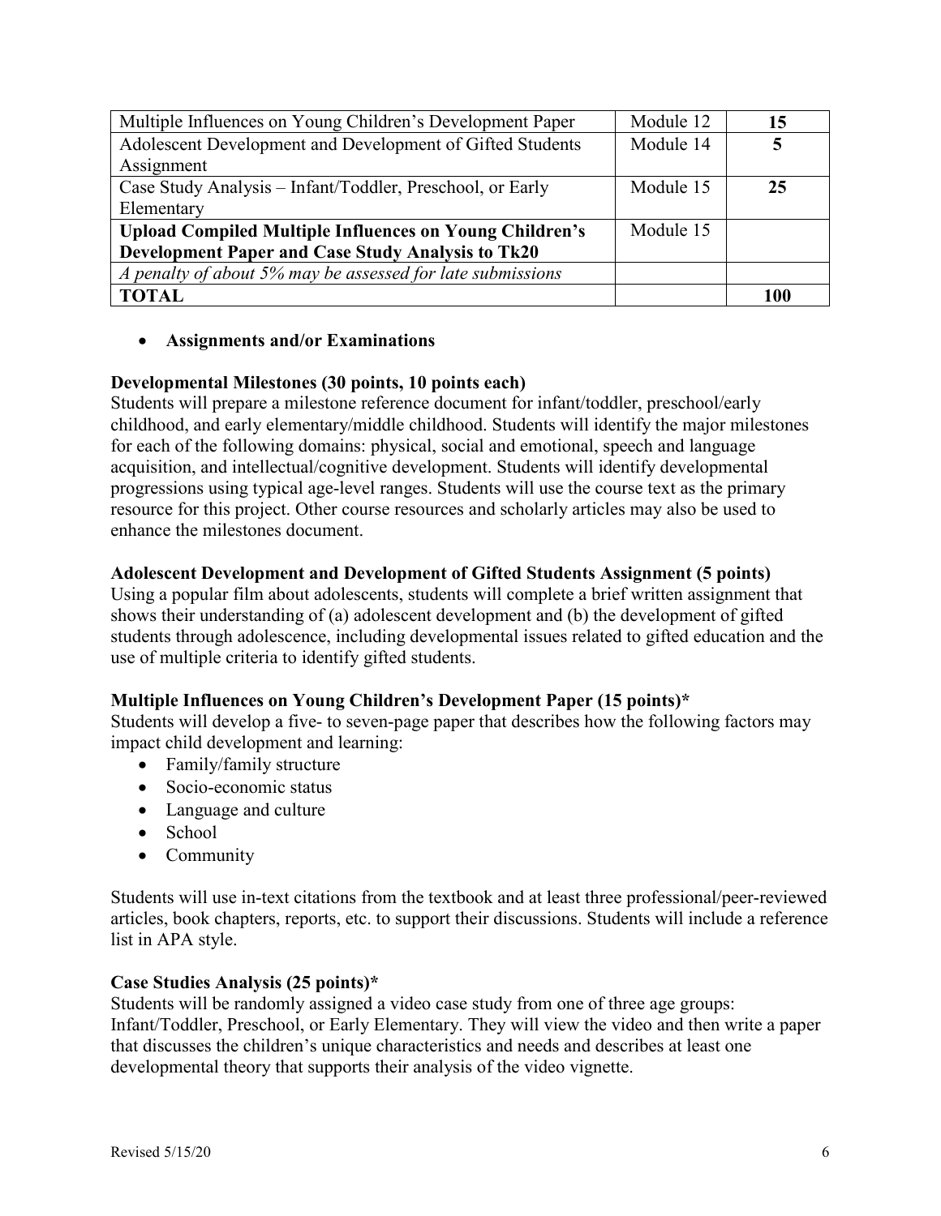| Multiple Influences on Young Children's Development Paper | Module 12 | **15** |
|---|---|---|
| Adolescent Development and Development of Gifted Students Assignment | Module 14 | **5** |
| Case Study Analysis – Infant/Toddler, Preschool, or Early Elementary | Module 15 | **25** |
| **Upload Compiled Multiple Influences on Young Children's Development Paper and Case Study Analysis to Tk20** | Module 15 | |
| *A penalty of about 5% may be assessed for late submissions* | | |
| **TOTAL** | | **100** |

- **Assignments and/or Examinations**

**Developmental Milestones (30 points, 10 points each)**
Students will prepare a milestone reference document for infant/toddler, preschool/early childhood, and early elementary/middle childhood. Students will identify the major milestones for each of the following domains: physical, social and emotional, speech and language acquisition, and intellectual/cognitive development. Students will identify developmental progressions using typical age-level ranges. Students will use the course text as the primary resource for this project. Other course resources and scholarly articles may also be used to enhance the milestones document.

**Adolescent Development and Development of Gifted Students Assignment (5 points)**
Using a popular film about adolescents, students will complete a brief written assignment that shows their understanding of (a) adolescent development and (b) the development of gifted students through adolescence, including developmental issues related to gifted education and the use of multiple criteria to identify gifted students.

**Multiple Influences on Young Children's Development Paper (15 points)***
Students will develop a five- to seven-page paper that describes how the following factors may impact child development and learning:

- Family/family structure
- Socio-economic status
- Language and culture
- School
- Community

Students will use in-text citations from the textbook and at least three professional/peer-reviewed articles, book chapters, reports, etc. to support their discussions. Students will include a reference list in APA style.

**Case Studies Analysis (25 points)***
Students will be randomly assigned a video case study from one of three age groups: Infant/Toddler, Preschool, or Early Elementary. They will view the video and then write a paper that discusses the children's unique characteristics and needs and describes at least one developmental theory that supports their analysis of the video vignette.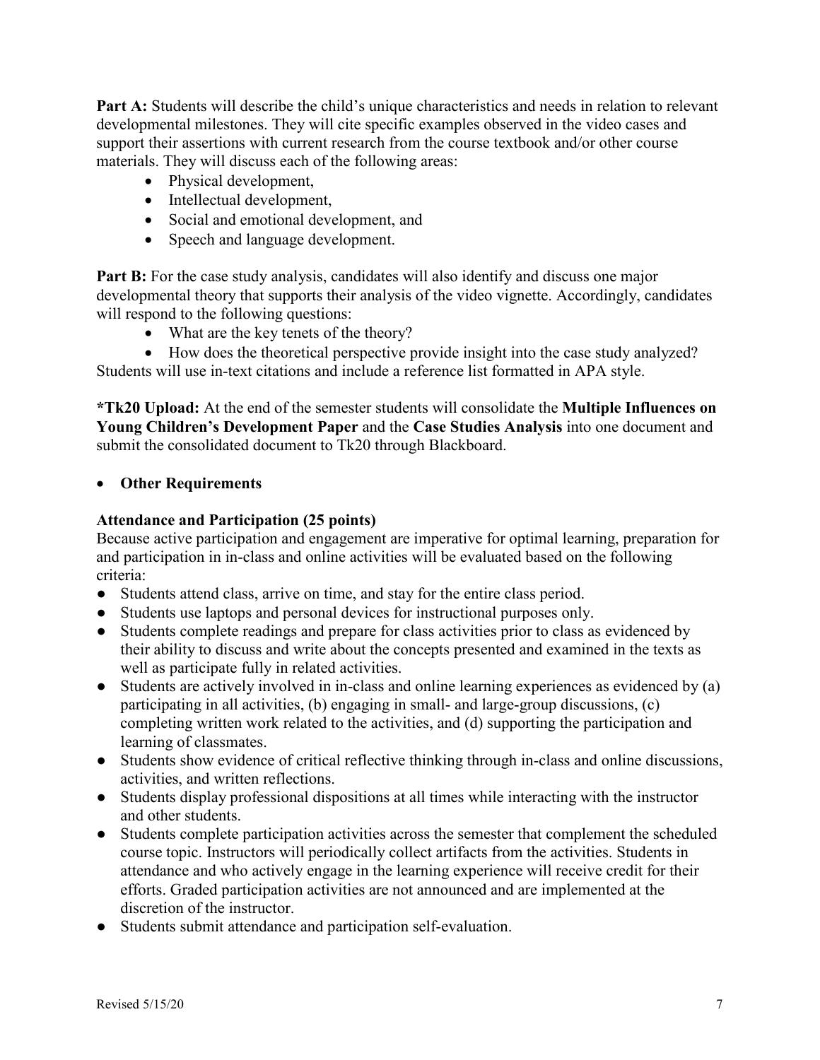**Part A:** Students will describe the child's unique characteristics and needs in relation to relevant developmental milestones. They will cite specific examples observed in the video cases and support their assertions with current research from the course textbook and/or other course materials. They will discuss each of the following areas:

- Physical development,
- Intellectual development,
- Social and emotional development, and
- Speech and language development.

**Part B:** For the case study analysis, candidates will also identify and discuss one major developmental theory that supports their analysis of the video vignette. Accordingly, candidates will respond to the following questions:

- What are the key tenets of the theory?
- How does the theoretical perspective provide insight into the case study analyzed?

Students will use in-text citations and include a reference list formatted in APA style.

**\*Tk20 Upload:** At the end of the semester students will consolidate the **Multiple Influences on Young Children's Development Paper** and the **Case Studies Analysis** into one document and submit the consolidated document to Tk20 through Blackboard.

- **Other Requirements**

**Attendance and Participation (25 points)**

Because active participation and engagement are imperative for optimal learning, preparation for and participation in in-class and online activities will be evaluated based on the following criteria:

- Students attend class, arrive on time, and stay for the entire class period.
- Students use laptops and personal devices for instructional purposes only.
- Students complete readings and prepare for class activities prior to class as evidenced by their ability to discuss and write about the concepts presented and examined in the texts as well as participate fully in related activities.
- Students are actively involved in in-class and online learning experiences as evidenced by (a) participating in all activities, (b) engaging in small- and large-group discussions, (c) completing written work related to the activities, and (d) supporting the participation and learning of classmates.
- Students show evidence of critical reflective thinking through in-class and online discussions, activities, and written reflections.
- Students display professional dispositions at all times while interacting with the instructor and other students.
- Students complete participation activities across the semester that complement the scheduled course topic. Instructors will periodically collect artifacts from the activities. Students in attendance and who actively engage in the learning experience will receive credit for their efforts. Graded participation activities are not announced and are implemented at the discretion of the instructor.
- Students submit attendance and participation self-evaluation.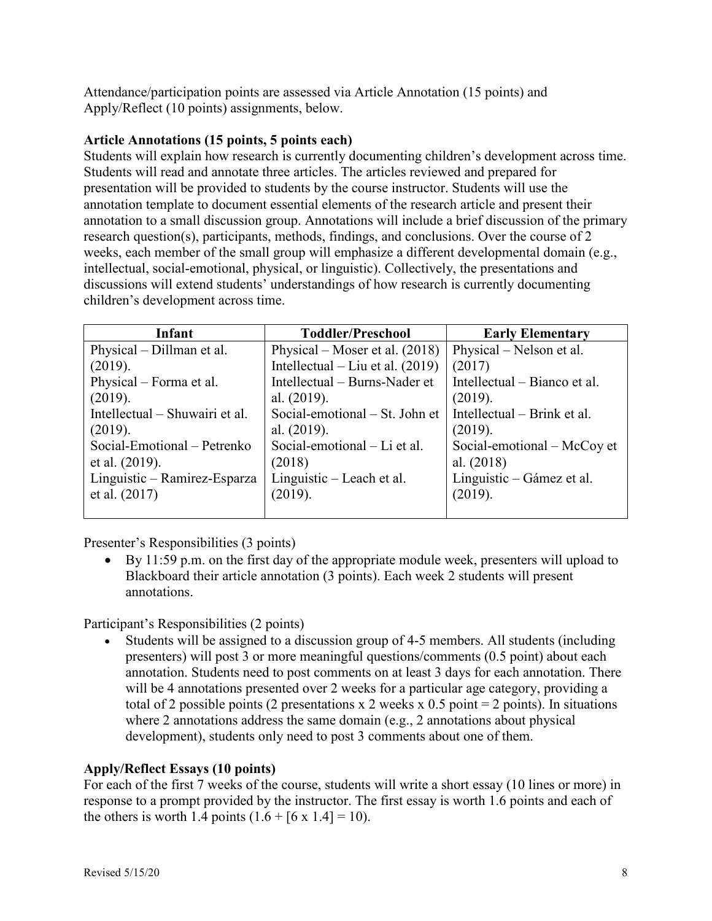Attendance/participation points are assessed via Article Annotation (15 points) and Apply/Reflect (10 points) assignments, below.

**Article Annotations (15 points, 5 points each)**

Students will explain how research is currently documenting children's development across time. Students will read and annotate three articles. The articles reviewed and prepared for presentation will be provided to students by the course instructor. Students will use the annotation template to document essential elements of the research article and present their annotation to a small discussion group. Annotations will include a brief discussion of the primary research question(s), participants, methods, findings, and conclusions. Over the course of 2 weeks, each member of the small group will emphasize a different developmental domain (e.g., intellectual, social-emotional, physical, or linguistic). Collectively, the presentations and discussions will extend students' understandings of how research is currently documenting children's development across time.

| Infant | Toddler/Preschool | Early Elementary |
|---|---|---|
| Physical – Dillman et al. (2019).<br>Physical – Forma et al. (2019).<br>Intellectual – Shuwairi et al. (2019).<br>Social-Emotional – Petrenko et al. (2019).<br>Linguistic – Ramirez-Esparza et al. (2017) | Physical – Moser et al. (2018)<br>Intellectual – Liu et al. (2019)<br>Intellectual – Burns-Nader et al. (2019).<br>Social-emotional – St. John et al. (2019).<br>Social-emotional – Li et al. (2018)<br>Linguistic – Leach et al. (2019). | Physical – Nelson et al. (2017)<br>Intellectual – Bianco et al. (2019).<br>Intellectual – Brink et al. (2019).<br>Social-emotional – McCoy et al. (2018)<br>Linguistic – Gámez et al. (2019). |

Presenter's Responsibilities (3 points)

- By 11:59 p.m. on the first day of the appropriate module week, presenters will upload to Blackboard their article annotation (3 points). Each week 2 students will present annotations.

Participant's Responsibilities (2 points)

- Students will be assigned to a discussion group of 4-5 members. All students (including presenters) will post 3 or more meaningful questions/comments (0.5 point) about each annotation. Students need to post comments on at least 3 days for each annotation. There will be 4 annotations presented over 2 weeks for a particular age category, providing a total of 2 possible points (2 presentations x 2 weeks x 0.5 point = 2 points). In situations where 2 annotations address the same domain (e.g., 2 annotations about physical development), students only need to post 3 comments about one of them.

**Apply/Reflect Essays (10 points)**

For each of the first 7 weeks of the course, students will write a short essay (10 lines or more) in response to a prompt provided by the instructor. The first essay is worth 1.6 points and each of the others is worth 1.4 points (1.6 + [6 x 1.4] = 10).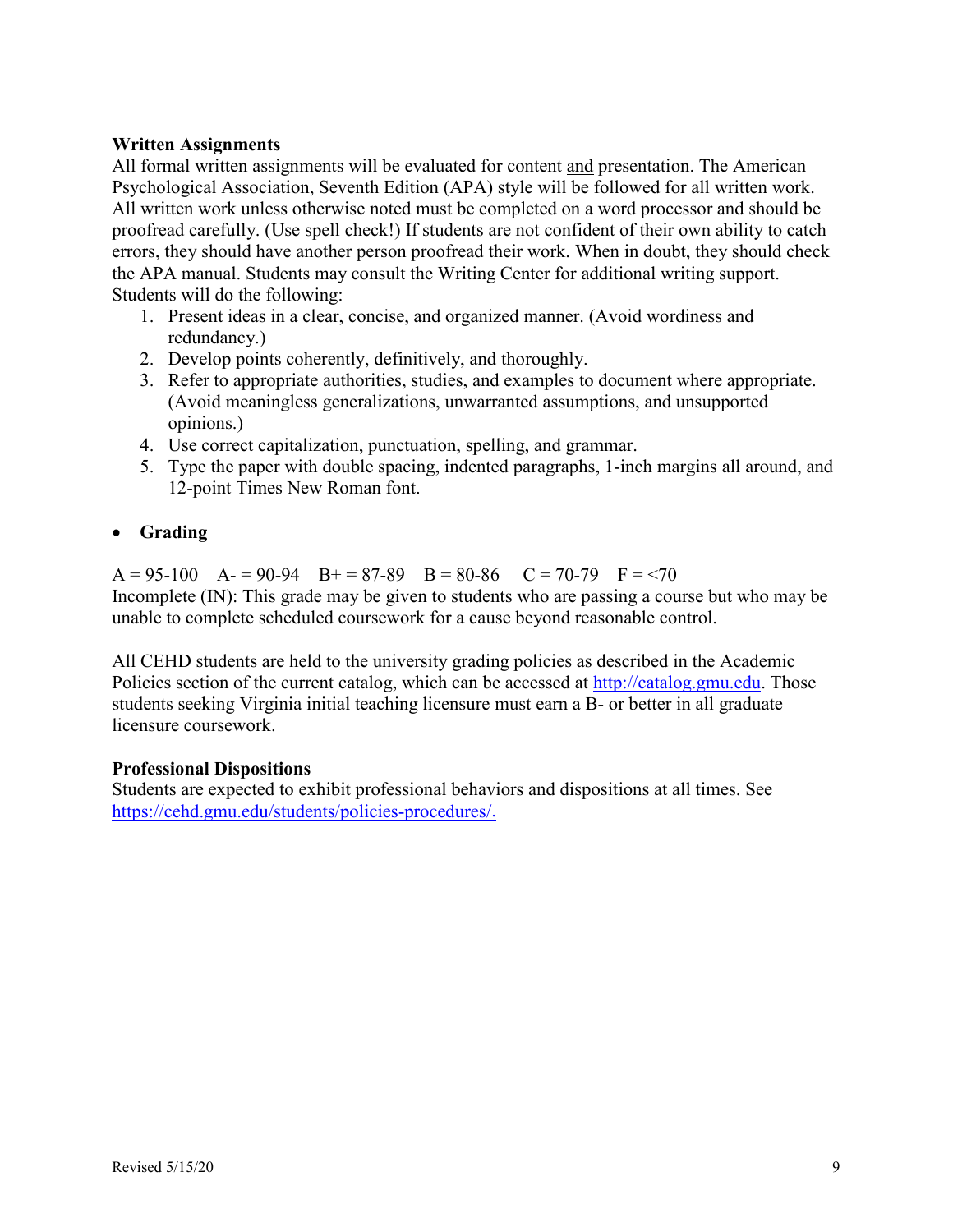**Written Assignments**
All formal written assignments will be evaluated for content <u>and</u> presentation. The American Psychological Association, Seventh Edition (APA) style will be followed for all written work. All written work unless otherwise noted must be completed on a word processor and should be proofread carefully. (Use spell check!) If students are not confident of their own ability to catch errors, they should have another person proofread their work. When in doubt, they should check the APA manual. Students may consult the Writing Center for additional writing support. Students will do the following:

1. Present ideas in a clear, concise, and organized manner. (Avoid wordiness and redundancy.)
2. Develop points coherently, definitively, and thoroughly.
3. Refer to appropriate authorities, studies, and examples to document where appropriate. (Avoid meaningless generalizations, unwarranted assumptions, and unsupported opinions.)
4. Use correct capitalization, punctuation, spelling, and grammar.
5. Type the paper with double spacing, indented paragraphs, 1-inch margins all around, and 12-point Times New Roman font.

- **Grading**

A = 95-100    A- = 90-94    B+ = 87-89    B = 80-86    C = 70-79    F = <70
Incomplete (IN): This grade may be given to students who are passing a course but who may be unable to complete scheduled coursework for a cause beyond reasonable control.

All CEHD students are held to the university grading policies as described in the Academic Policies section of the current catalog, which can be accessed at [http://catalog.gmu.edu](http://catalog.gmu.edu). Those students seeking Virginia initial teaching licensure must earn a B- or better in all graduate licensure coursework.

**Professional Dispositions**
Students are expected to exhibit professional behaviors and dispositions at all times. See [https://cehd.gmu.edu/students/policies-procedures/.](https://cehd.gmu.edu/students/policies-procedures/)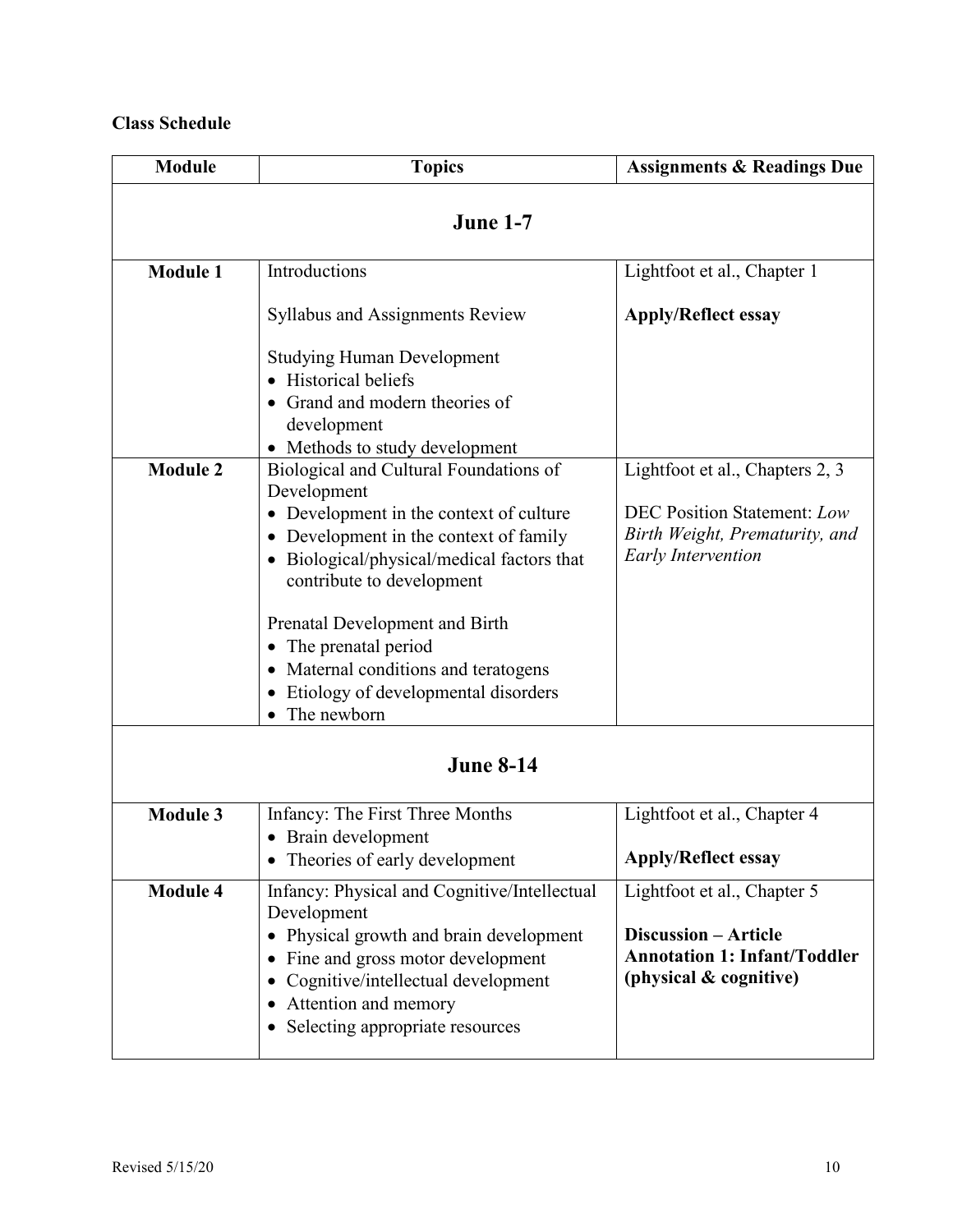**Class Schedule**

| Module | Topics | Assignments & Readings Due |
|---|---|---|
| **June 1-7** | | |
| **Module 1** | Introductions<br><br>Syllabus and Assignments Review<br><br>Studying Human Development<br>• Historical beliefs<br>• Grand and modern theories of development<br>• Methods to study development | Lightfoot et al., Chapter 1<br><br>**Apply/Reflect essay** |
| **Module 2** | Biological and Cultural Foundations of Development<br>• Development in the context of culture<br>• Development in the context of family<br>• Biological/physical/medical factors that contribute to development<br><br>Prenatal Development and Birth<br>• The prenatal period<br>• Maternal conditions and teratogens<br>• Etiology of developmental disorders<br>• The newborn | Lightfoot et al., Chapters 2, 3<br><br>DEC Position Statement: *Low Birth Weight, Prematurity, and Early Intervention* |
| **June 8-14** | | |
| **Module 3** | Infancy: The First Three Months<br>• Brain development<br>• Theories of early development | Lightfoot et al., Chapter 4<br><br>**Apply/Reflect essay** |
| **Module 4** | Infancy: Physical and Cognitive/Intellectual Development<br>• Physical growth and brain development<br>• Fine and gross motor development<br>• Cognitive/intellectual development<br>• Attention and memory<br>• Selecting appropriate resources | Lightfoot et al., Chapter 5<br><br>**Discussion – Article Annotation 1: Infant/Toddler (physical & cognitive)** |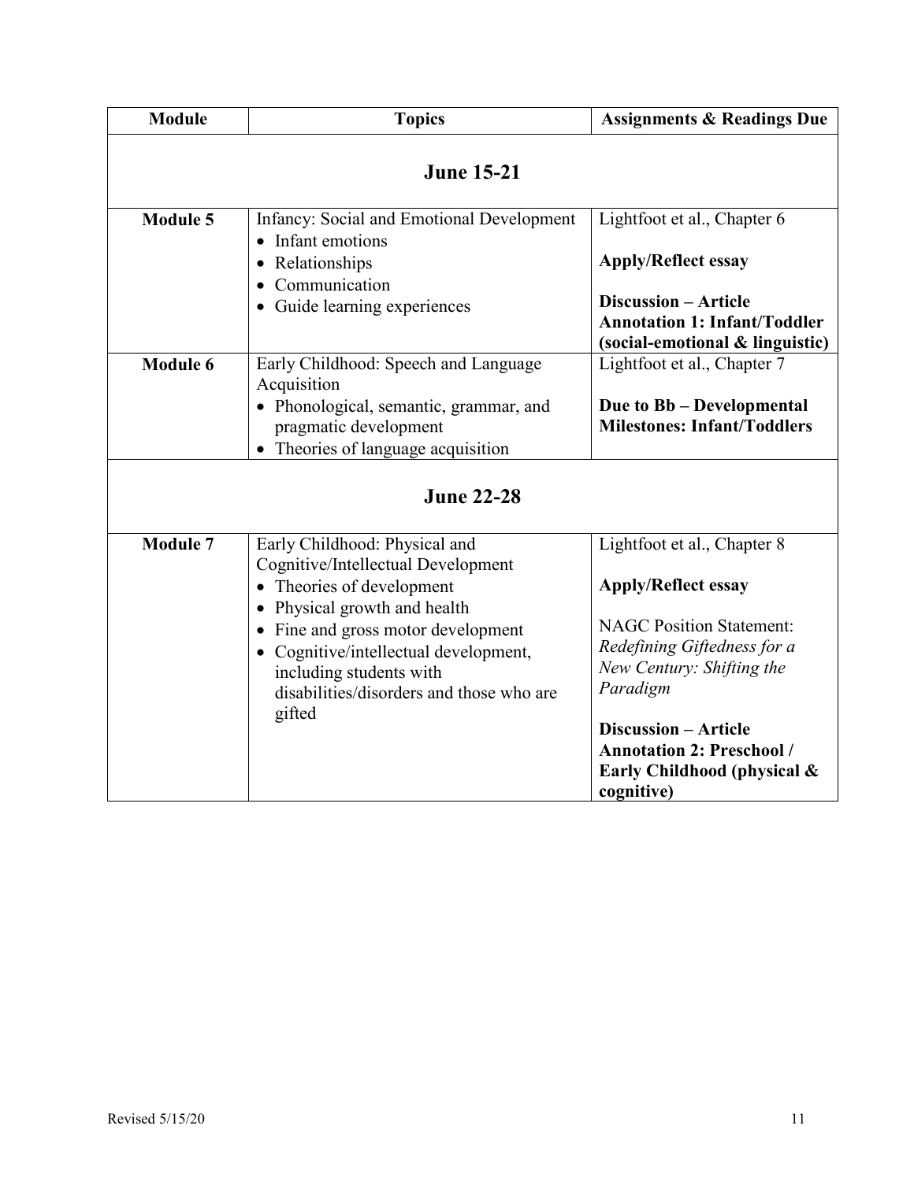| Module | Topics | Assignments & Readings Due |
|---|---|---|
| **June 15-21** | | |
| **Module 5** | Infancy: Social and Emotional Development<br>• Infant emotions<br>• Relationships<br>• Communication<br>• Guide learning experiences | Lightfoot et al., Chapter 6<br><br>**Apply/Reflect essay**<br><br>**Discussion – Article Annotation 1: Infant/Toddler (social-emotional & linguistic)** |
| **Module 6** | Early Childhood: Speech and Language Acquisition<br>• Phonological, semantic, grammar, and pragmatic development<br>• Theories of language acquisition | Lightfoot et al., Chapter 7<br><br>**Due to Bb – Developmental Milestones: Infant/Toddlers** |
| **June 22-28** | | |
| **Module 7** | Early Childhood: Physical and Cognitive/Intellectual Development<br>• Theories of development<br>• Physical growth and health<br>• Fine and gross motor development<br>• Cognitive/intellectual development, including students with disabilities/disorders and those who are gifted | Lightfoot et al., Chapter 8<br><br>**Apply/Reflect essay**<br><br>NAGC Position Statement: *Redefining Giftedness for a New Century: Shifting the Paradigm*<br><br>**Discussion – Article Annotation 2: Preschool / Early Childhood (physical & cognitive)** |

Revised 5/15/20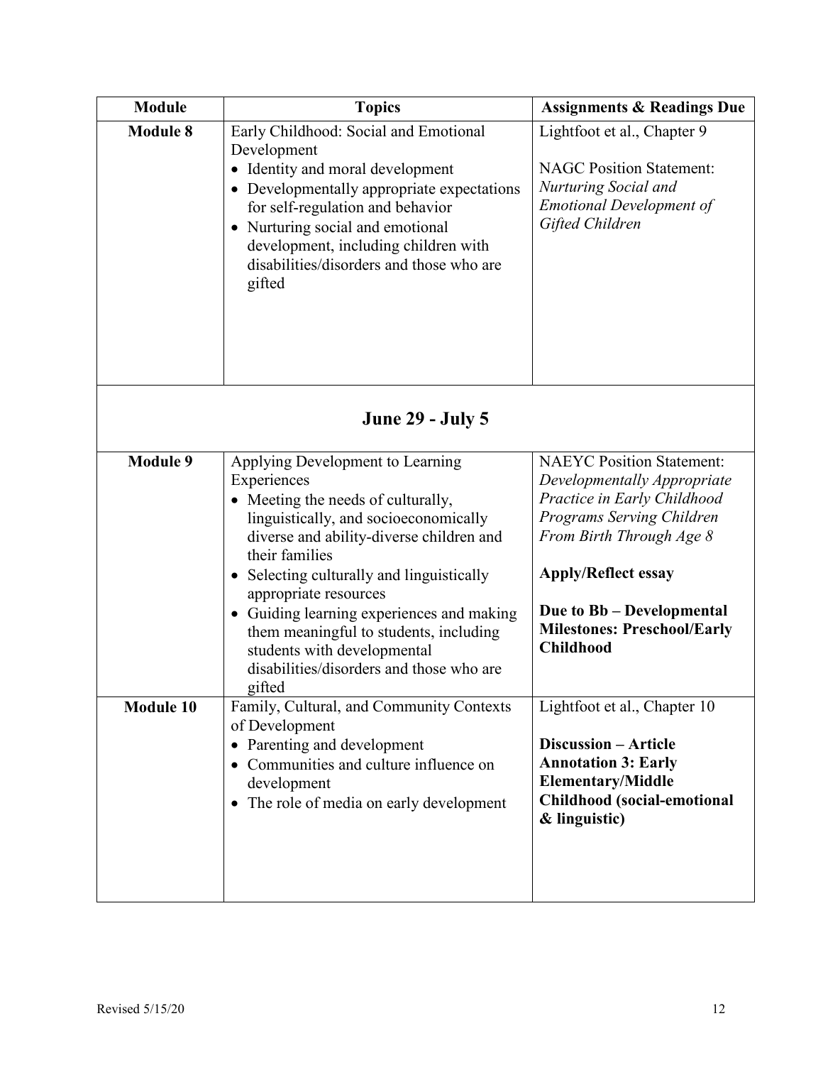| Module | Topics | Assignments & Readings Due |
| --- | --- | --- |
| **Module 8** | Early Childhood: Social and Emotional Development<br>• Identity and moral development<br>• Developmentally appropriate expectations for self-regulation and behavior<br>• Nurturing social and emotional development, including children with disabilities/disorders and those who are gifted | Lightfoot et al., Chapter 9<br><br>NAGC Position Statement: *Nurturing Social and Emotional Development of Gifted Children* |
| **June 29 - July 5** | | |
| **Module 9** | Applying Development to Learning Experiences<br>• Meeting the needs of culturally, linguistically, and socioeconomically diverse and ability-diverse children and their families<br>• Selecting culturally and linguistically appropriate resources<br>• Guiding learning experiences and making them meaningful to students, including students with developmental disabilities/disorders and those who are gifted | NAEYC Position Statement: *Developmentally Appropriate Practice in Early Childhood Programs Serving Children From Birth Through Age 8*<br><br>**Apply/Reflect essay**<br><br>**Due to Bb – Developmental Milestones: Preschool/Early Childhood** |
| **Module 10** | Family, Cultural, and Community Contexts of Development<br>• Parenting and development<br>• Communities and culture influence on development<br>• The role of media on early development | Lightfoot et al., Chapter 10<br><br>**Discussion – Article Annotation 3: Early Elementary/Middle Childhood (social-emotional & linguistic)** |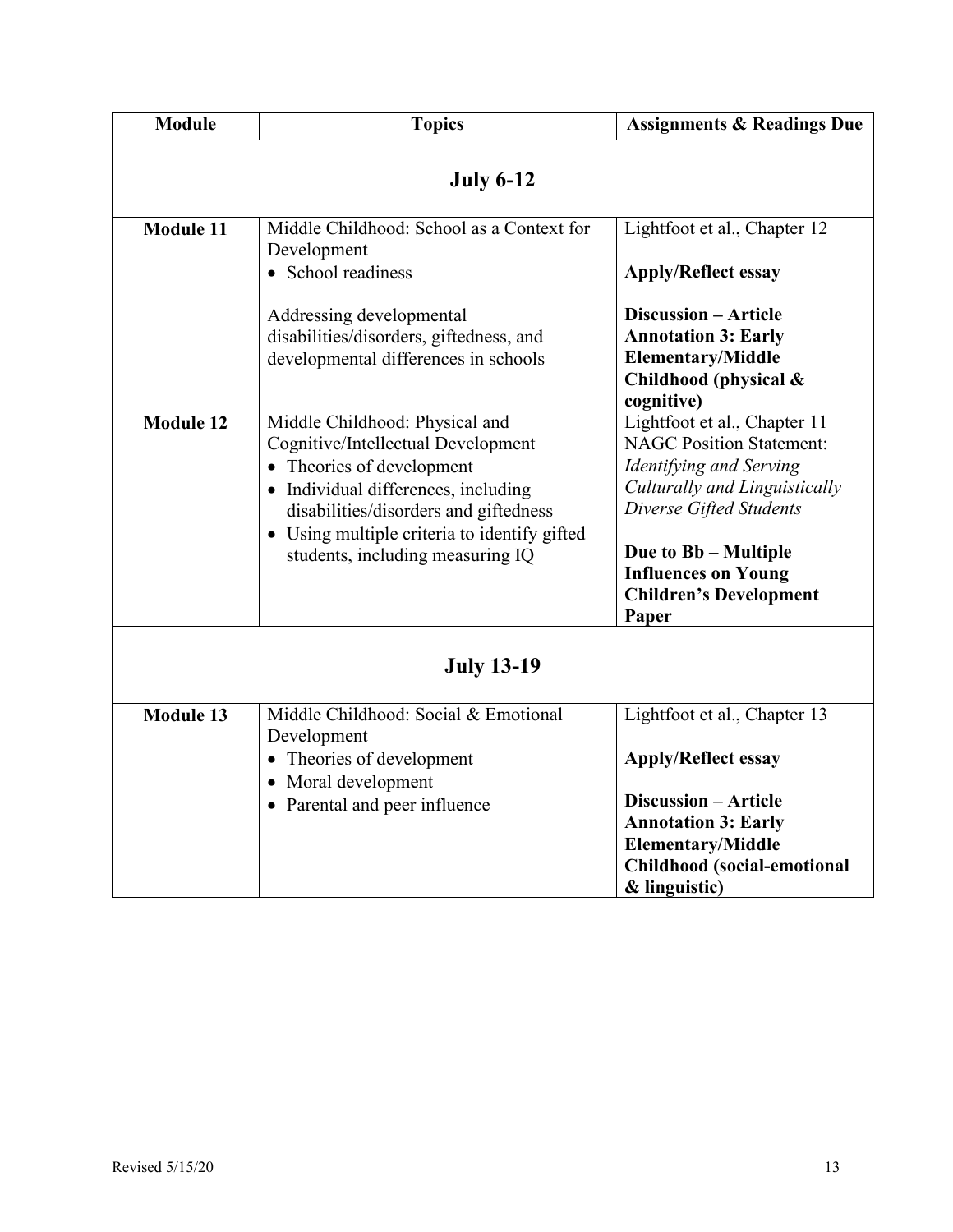| Module | Topics | Assignments & Readings Due |
|---|---|---|
| **July 6-12** | | |
| **Module 11** | Middle Childhood: School as a Context for Development<br>• School readiness<br><br>Addressing developmental disabilities/disorders, giftedness, and developmental differences in schools | Lightfoot et al., Chapter 12<br><br>**Apply/Reflect essay**<br><br>**Discussion – Article Annotation 3: Early Elementary/Middle Childhood (physical & cognitive)** |
| **Module 12** | Middle Childhood: Physical and Cognitive/Intellectual Development<br>• Theories of development<br>• Individual differences, including disabilities/disorders and giftedness<br>• Using multiple criteria to identify gifted students, including measuring IQ | Lightfoot et al., Chapter 11<br>NAGC Position Statement: *Identifying and Serving Culturally and Linguistically Diverse Gifted Students*<br><br>**Due to Bb – Multiple Influences on Young Children's Development Paper** |
| **July 13-19** | | |
| **Module 13** | Middle Childhood: Social & Emotional Development<br>• Theories of development<br>• Moral development<br>• Parental and peer influence | Lightfoot et al., Chapter 13<br><br>**Apply/Reflect essay**<br><br>**Discussion – Article Annotation 3: Early Elementary/Middle Childhood (social-emotional & linguistic)** |

Revised 5/15/20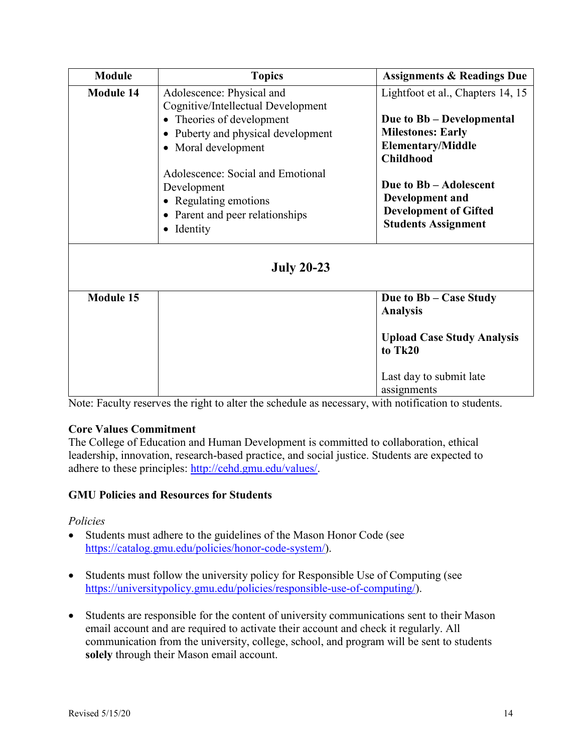| Module | Topics | Assignments & Readings Due |
|---|---|---|
| **Module 14** | Adolescence: Physical and Cognitive/Intellectual Development<br>• Theories of development<br>• Puberty and physical development<br>• Moral development<br><br>Adolescence: Social and Emotional Development<br>• Regulating emotions<br>• Parent and peer relationships<br>• Identity | Lightfoot et al., Chapters 14, 15<br><br>**Due to Bb – Developmental Milestones: Early Elementary/Middle Childhood**<br><br>**Due to Bb – Adolescent Development and Development of Gifted Students Assignment** |
| **July 20-23** | | |
| **Module 15** | | **Due to Bb – Case Study Analysis**<br><br>**Upload Case Study Analysis to Tk20**<br><br>Last day to submit late assignments |

Note: Faculty reserves the right to alter the schedule as necessary, with notification to students.

**Core Values Commitment**

The College of Education and Human Development is committed to collaboration, ethical leadership, innovation, research-based practice, and social justice. Students are expected to adhere to these principles: http://cehd.gmu.edu/values/.

**GMU Policies and Resources for Students**

*Policies*

- Students must adhere to the guidelines of the Mason Honor Code (see https://catalog.gmu.edu/policies/honor-code-system/).
- Students must follow the university policy for Responsible Use of Computing (see https://universitypolicy.gmu.edu/policies/responsible-use-of-computing/).
- Students are responsible for the content of university communications sent to their Mason email account and are required to activate their account and check it regularly. All communication from the university, college, school, and program will be sent to students **solely** through their Mason email account.

Revised 5/15/20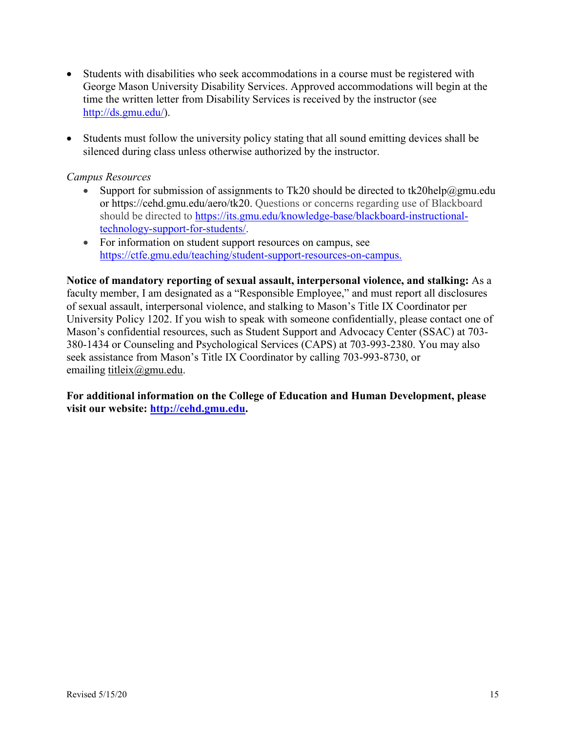- Students with disabilities who seek accommodations in a course must be registered with George Mason University Disability Services. Approved accommodations will begin at the time the written letter from Disability Services is received by the instructor (see http://ds.gmu.edu/).

- Students must follow the university policy stating that all sound emitting devices shall be silenced during class unless otherwise authorized by the instructor.

*Campus Resources*

- Support for submission of assignments to Tk20 should be directed to tk20help@gmu.edu or https://cehd.gmu.edu/aero/tk20. Questions or concerns regarding use of Blackboard should be directed to https://its.gmu.edu/knowledge-base/blackboard-instructional-technology-support-for-students/.
- For information on student support resources on campus, see https://ctfe.gmu.edu/teaching/student-support-resources-on-campus.

**Notice of mandatory reporting of sexual assault, interpersonal violence, and stalking:** As a faculty member, I am designated as a "Responsible Employee," and must report all disclosures of sexual assault, interpersonal violence, and stalking to Mason's Title IX Coordinator per University Policy 1202. If you wish to speak with someone confidentially, please contact one of Mason's confidential resources, such as Student Support and Advocacy Center (SSAC) at 703-380-1434 or Counseling and Psychological Services (CAPS) at 703-993-2380. You may also seek assistance from Mason's Title IX Coordinator by calling 703-993-8730, or emailing titleix@gmu.edu.

**For additional information on the College of Education and Human Development, please visit our website: http://cehd.gmu.edu.**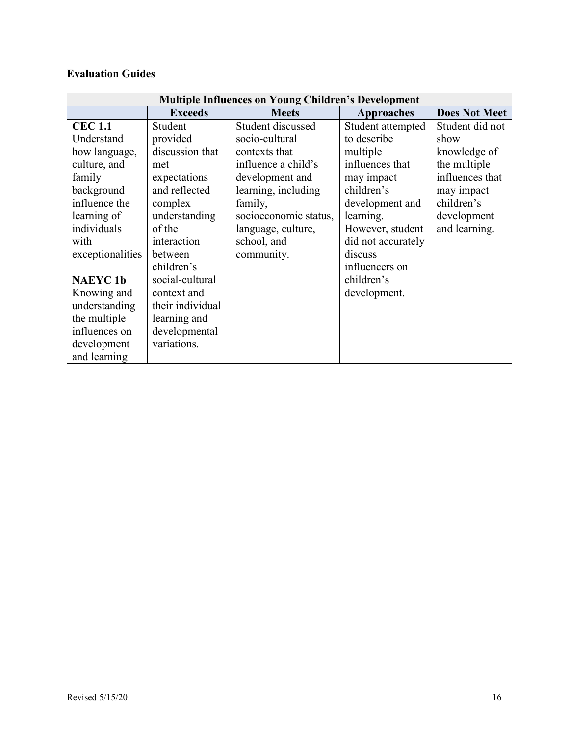**Evaluation Guides**

| Multiple Influences on Young Children's Development | | | | |
|---|---|---|---|---|
| | **Exceeds** | **Meets** | **Approaches** | **Does Not Meet** |
| **CEC 1.1** Understand how language, culture, and family background influence the learning of individuals with exceptionalities<br><br>**NAEYC 1b** Knowing and understanding the multiple influences on development and learning | Student provided discussion that met expectations and reflected complex understanding of the interaction between children's social-cultural context and their individual learning and developmental variations. | Student discussed socio-cultural contexts that influence a child's development and learning, including family, socioeconomic status, language, culture, school, and community. | Student attempted to describe multiple influences that may impact children's development and learning. However, student did not accurately discuss influencers on children's development. | Student did not show knowledge of the multiple influences that may impact children's development and learning. |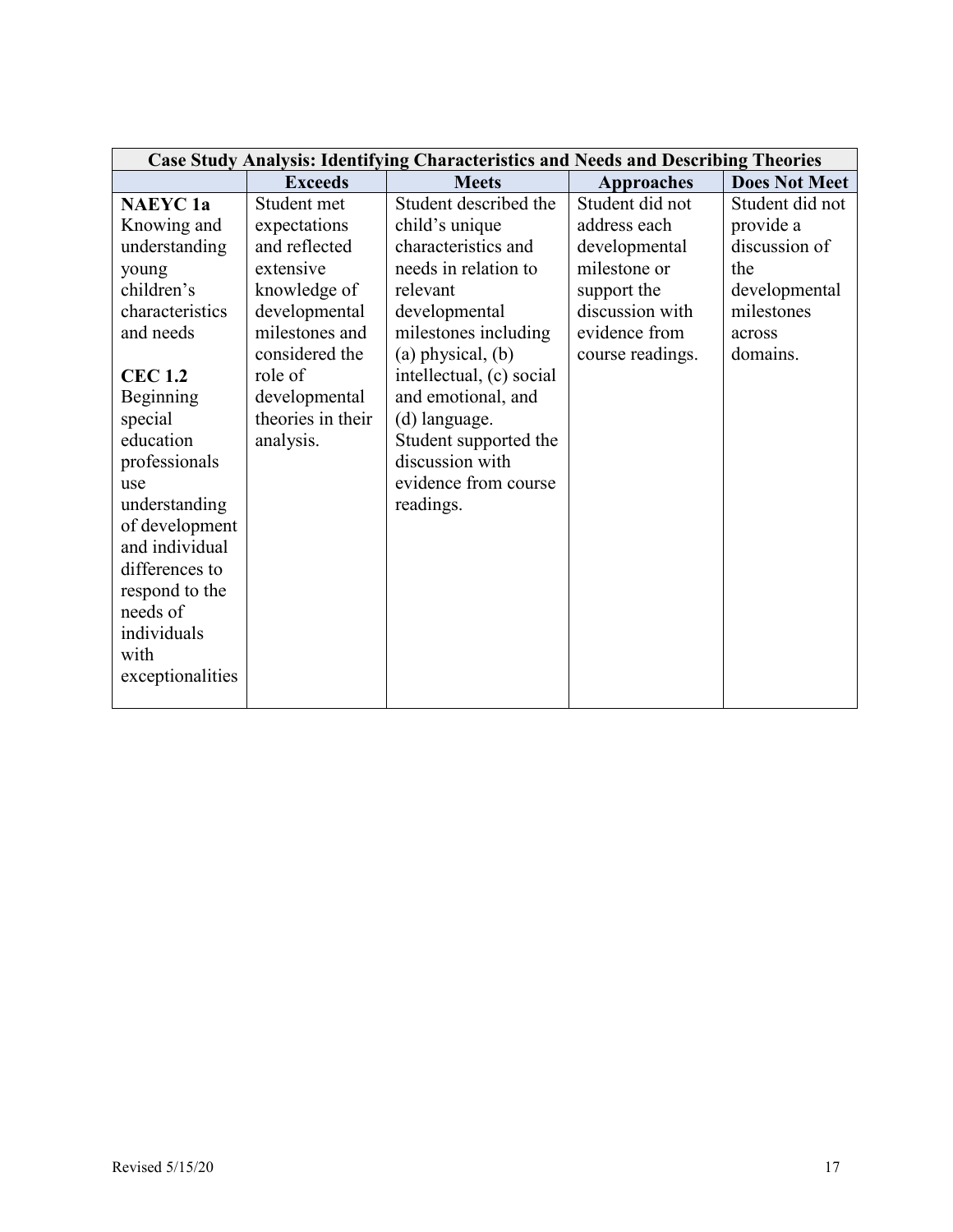| Case Study Analysis: Identifying Characteristics and Needs and Describing Theories | | | | |
|---|---|---|---|---|
| | **Exceeds** | **Meets** | **Approaches** | **Does Not Meet** |
| **NAEYC 1a** Knowing and understanding young children's characteristics and needs<br><br>**CEC 1.2** Beginning special education professionals use understanding of development and individual differences to respond to the needs of individuals with exceptionalities | Student met expectations and reflected extensive knowledge of developmental milestones and considered the role of developmental theories in their analysis. | Student described the child's unique characteristics and needs in relation to relevant developmental milestones including (a) physical, (b) intellectual, (c) social and emotional, and (d) language. Student supported the discussion with evidence from course readings. | Student did not address each developmental milestone or support the discussion with evidence from course readings. | Student did not provide a discussion of the developmental milestones across domains. |

Revised 5/15/20